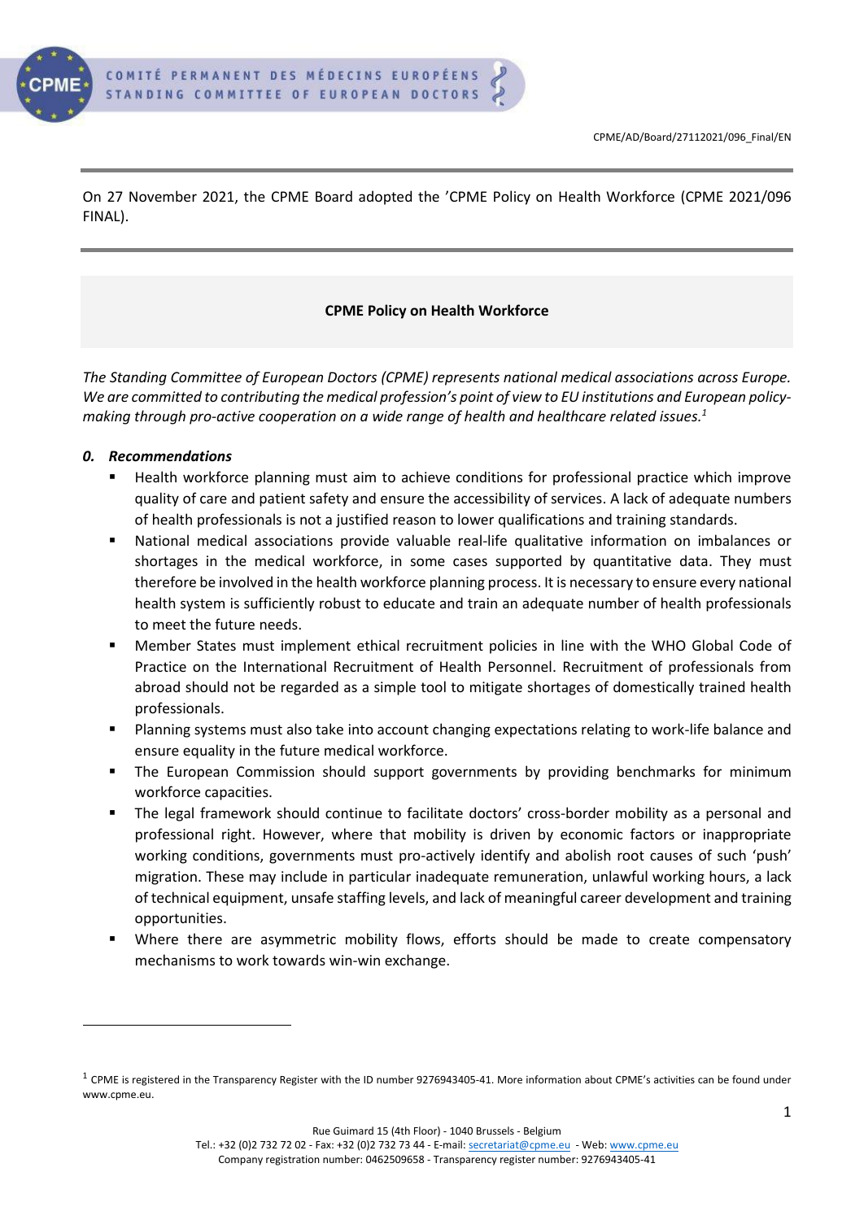CPME/AD/Board/27112021/096_Final/EN

On 27 November 2021, the CPME Board adopted the 'CPME Policy on Health Workforce (CPME 2021/096 FINAL).

**CPME Policy on Health Workforce**

*The Standing Committee of European Doctors (CPME) represents national medical associations across Europe. We are committed to contributing the medical profession's point of view to EU institutions and European policy-making through pro-active cooperation on a wide range of health and healthcare related issues.*[1]

### *0. Recommendations*

- Health workforce planning must aim to achieve conditions for professional practice which improve quality of care and patient safety and ensure the accessibility of services. A lack of adequate numbers of health professionals is not a justified reason to lower qualifications and training standards.
- National medical associations provide valuable real-life qualitative information on imbalances or shortages in the medical workforce, in some cases supported by quantitative data. They must therefore be involved in the health workforce planning process. It is necessary to ensure every national health system is sufficiently robust to educate and train an adequate number of health professionals to meet the future needs.
- Member States must implement ethical recruitment policies in line with the WHO Global Code of Practice on the International Recruitment of Health Personnel. Recruitment of professionals from abroad should not be regarded as a simple tool to mitigate shortages of domestically trained health professionals.
- Planning systems must also take into account changing expectations relating to work-life balance and ensure equality in the future medical workforce.
- The European Commission should support governments by providing benchmarks for minimum workforce capacities.
- The legal framework should continue to facilitate doctors' cross-border mobility as a personal and professional right. However, where that mobility is driven by economic factors or inappropriate working conditions, governments must pro-actively identify and abolish root causes of such 'push' migration. These may include in particular inadequate remuneration, unlawful working hours, a lack of technical equipment, unsafe staffing levels, and lack of meaningful career development and training opportunities.
- Where there are asymmetric mobility flows, efforts should be made to create compensatory mechanisms to work towards win-win exchange.

[1] CPME is registered in the Transparency Register with the ID number 9276943405-41. More information about CPME's activities can be found under www.cpme.eu.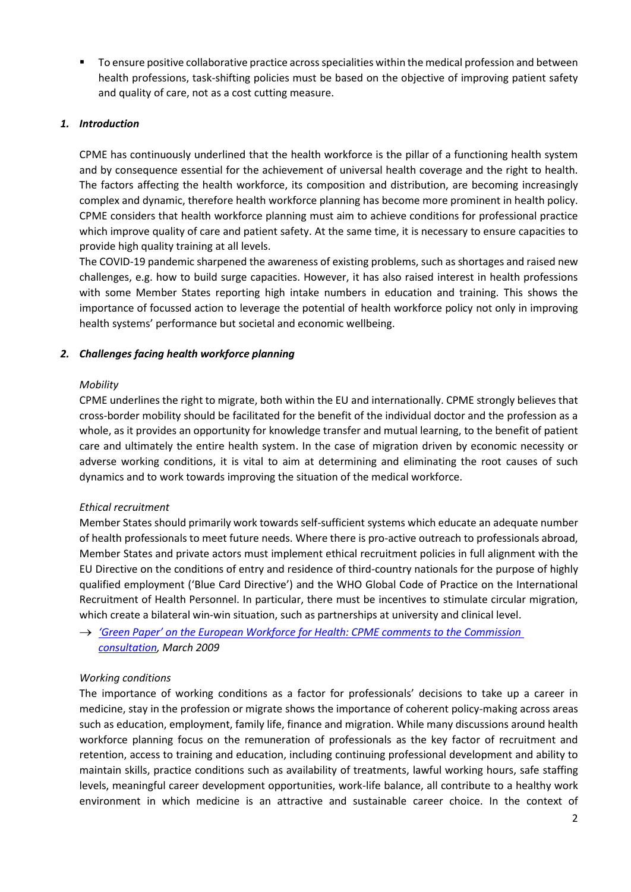- To ensure positive collaborative practice across specialities within the medical profession and between health professions, task-shifting policies must be based on the objective of improving patient safety and quality of care, not as a cost cutting measure.

## 1. *Introduction*

CPME has continuously underlined that the health workforce is the pillar of a functioning health system and by consequence essential for the achievement of universal health coverage and the right to health. The factors affecting the health workforce, its composition and distribution, are becoming increasingly complex and dynamic, therefore health workforce planning has become more prominent in health policy. CPME considers that health workforce planning must aim to achieve conditions for professional practice which improve quality of care and patient safety. At the same time, it is necessary to ensure capacities to provide high quality training at all levels.

The COVID-19 pandemic sharpened the awareness of existing problems, such as shortages and raised new challenges, e.g. how to build surge capacities. However, it has also raised interest in health professions with some Member States reporting high intake numbers in education and training. This shows the importance of focussed action to leverage the potential of health workforce policy not only in improving health systems' performance but societal and economic wellbeing.

## 2. *Challenges facing health workforce planning*

*Mobility*

CPME underlines the right to migrate, both within the EU and internationally. CPME strongly believes that cross-border mobility should be facilitated for the benefit of the individual doctor and the profession as a whole, as it provides an opportunity for knowledge transfer and mutual learning, to the benefit of patient care and ultimately the entire health system. In the case of migration driven by economic necessity or adverse working conditions, it is vital to aim at determining and eliminating the root causes of such dynamics and to work towards improving the situation of the medical workforce.

*Ethical recruitment*

Member States should primarily work towards self-sufficient systems which educate an adequate number of health professionals to meet future needs. Where there is pro-active outreach to professionals abroad, Member States and private actors must implement ethical recruitment policies in full alignment with the EU Directive on the conditions of entry and residence of third-country nationals for the purpose of highly qualified employment ('Blue Card Directive') and the WHO Global Code of Practice on the International Recruitment of Health Personnel. In particular, there must be incentives to stimulate circular migration, which create a bilateral win-win situation, such as partnerships at university and clinical level.

→ *'Green Paper' on the European Workforce for Health: CPME comments to the Commission consultation, March 2009*

*Working conditions*

The importance of working conditions as a factor for professionals' decisions to take up a career in medicine, stay in the profession or migrate shows the importance of coherent policy-making across areas such as education, employment, family life, finance and migration. While many discussions around health workforce planning focus on the remuneration of professionals as the key factor of recruitment and retention, access to training and education, including continuing professional development and ability to maintain skills, practice conditions such as availability of treatments, lawful working hours, safe staffing levels, meaningful career development opportunities, work-life balance, all contribute to a healthy work environment in which medicine is an attractive and sustainable career choice. In the context of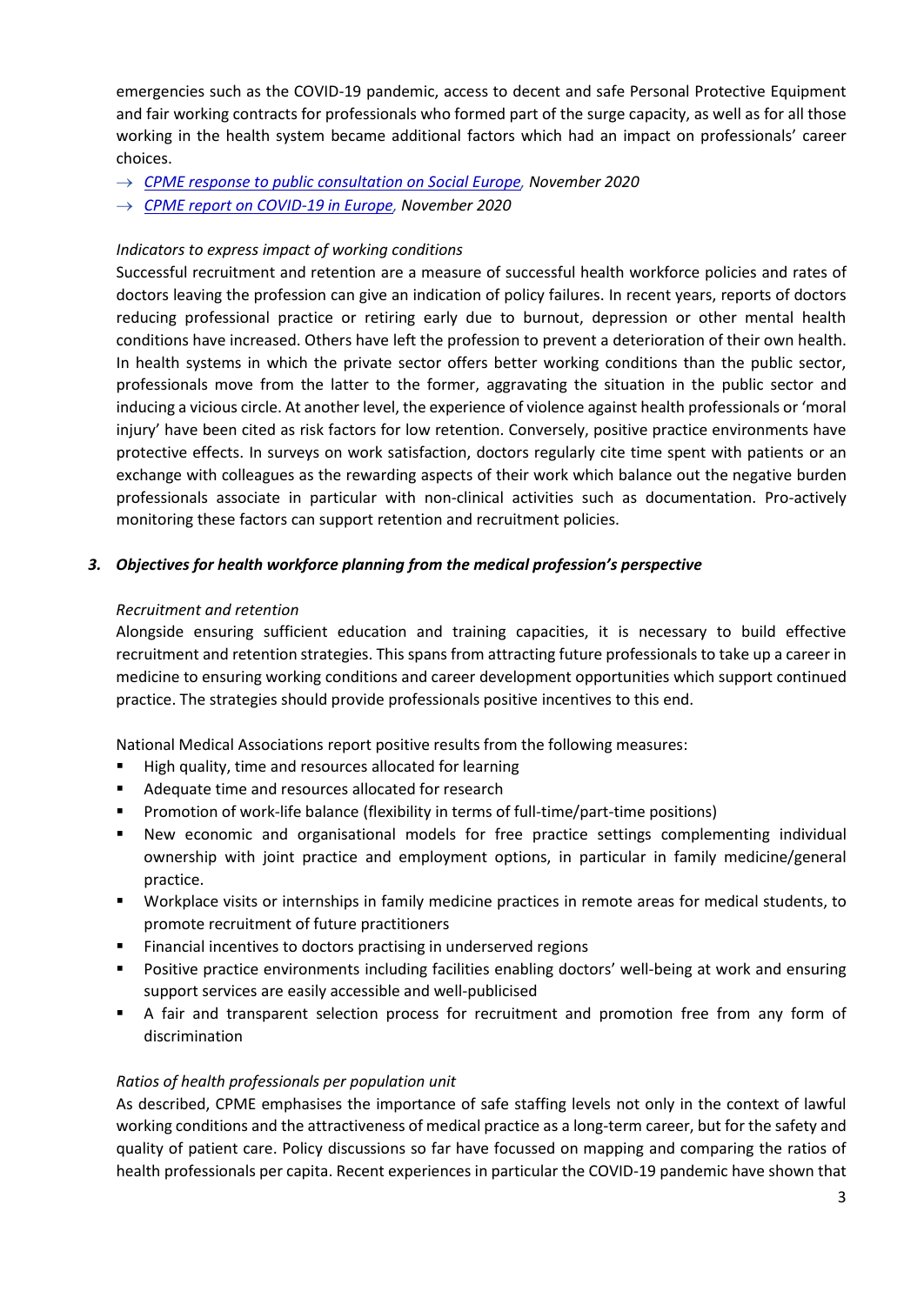emergencies such as the COVID-19 pandemic, access to decent and safe Personal Protective Equipment and fair working contracts for professionals who formed part of the surge capacity, as well as for all those working in the health system became additional factors which had an impact on professionals' career choices.

→ *CPME response to public consultation on Social Europe, November 2020*
→ *CPME report on COVID-19 in Europe, November 2020*

*Indicators to express impact of working conditions*

Successful recruitment and retention are a measure of successful health workforce policies and rates of doctors leaving the profession can give an indication of policy failures. In recent years, reports of doctors reducing professional practice or retiring early due to burnout, depression or other mental health conditions have increased. Others have left the profession to prevent a deterioration of their own health. In health systems in which the private sector offers better working conditions than the public sector, professionals move from the latter to the former, aggravating the situation in the public sector and inducing a vicious circle. At another level, the experience of violence against health professionals or 'moral injury' have been cited as risk factors for low retention. Conversely, positive practice environments have protective effects. In surveys on work satisfaction, doctors regularly cite time spent with patients or an exchange with colleagues as the rewarding aspects of their work which balance out the negative burden professionals associate in particular with non-clinical activities such as documentation. Pro-actively monitoring these factors can support retention and recruitment policies.

### *3. Objectives for health workforce planning from the medical profession's perspective*

*Recruitment and retention*

Alongside ensuring sufficient education and training capacities, it is necessary to build effective recruitment and retention strategies. This spans from attracting future professionals to take up a career in medicine to ensuring working conditions and career development opportunities which support continued practice. The strategies should provide professionals positive incentives to this end.

National Medical Associations report positive results from the following measures:

- High quality, time and resources allocated for learning
- Adequate time and resources allocated for research
- Promotion of work-life balance (flexibility in terms of full-time/part-time positions)
- New economic and organisational models for free practice settings complementing individual ownership with joint practice and employment options, in particular in family medicine/general practice.
- Workplace visits or internships in family medicine practices in remote areas for medical students, to promote recruitment of future practitioners
- Financial incentives to doctors practising in underserved regions
- Positive practice environments including facilities enabling doctors' well-being at work and ensuring support services are easily accessible and well-publicised
- A fair and transparent selection process for recruitment and promotion free from any form of discrimination

*Ratios of health professionals per population unit*

As described, CPME emphasises the importance of safe staffing levels not only in the context of lawful working conditions and the attractiveness of medical practice as a long-term career, but for the safety and quality of patient care. Policy discussions so far have focussed on mapping and comparing the ratios of health professionals per capita. Recent experiences in particular the COVID-19 pandemic have shown that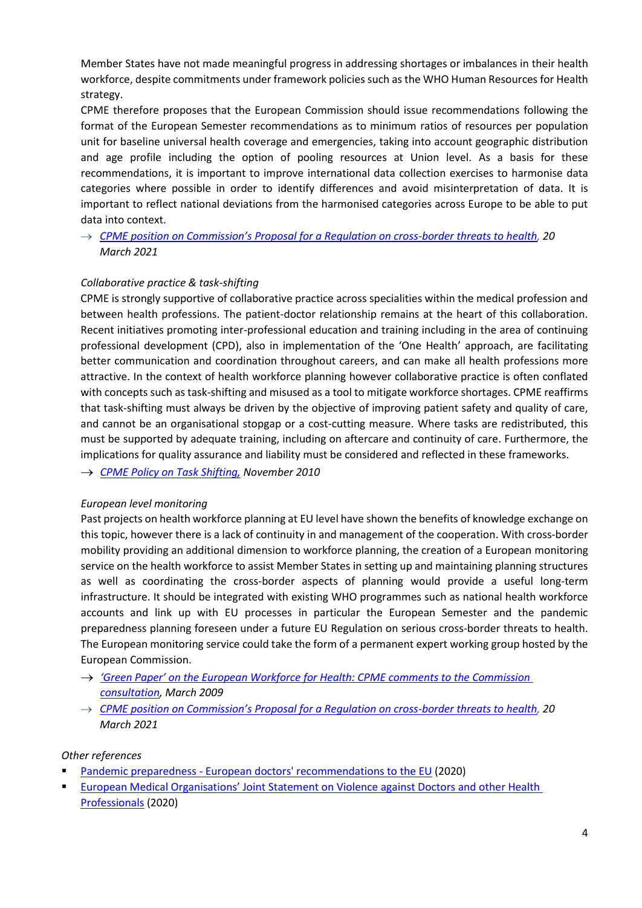Member States have not made meaningful progress in addressing shortages or imbalances in their health workforce, despite commitments under framework policies such as the WHO Human Resources for Health strategy.

CPME therefore proposes that the European Commission should issue recommendations following the format of the European Semester recommendations as to minimum ratios of resources per population unit for baseline universal health coverage and emergencies, taking into account geographic distribution and age profile including the option of pooling resources at Union level. As a basis for these recommendations, it is important to improve international data collection exercises to harmonise data categories where possible in order to identify differences and avoid misinterpretation of data. It is important to reflect national deviations from the harmonised categories across Europe to be able to put data into context.

→ *CPME position on Commission's Proposal for a Regulation on cross-border threats to health, 20 March 2021*

*Collaborative practice & task-shifting*

CPME is strongly supportive of collaborative practice across specialities within the medical profession and between health professions. The patient-doctor relationship remains at the heart of this collaboration. Recent initiatives promoting inter-professional education and training including in the area of continuing professional development (CPD), also in implementation of the 'One Health' approach, are facilitating better communication and coordination throughout careers, and can make all health professions more attractive. In the context of health workforce planning however collaborative practice is often conflated with concepts such as task-shifting and misused as a tool to mitigate workforce shortages. CPME reaffirms that task-shifting must always be driven by the objective of improving patient safety and quality of care, and cannot be an organisational stopgap or a cost-cutting measure. Where tasks are redistributed, this must be supported by adequate training, including on aftercare and continuity of care. Furthermore, the implications for quality assurance and liability must be considered and reflected in these frameworks.

→ *CPME Policy on Task Shifting, November 2010*

*European level monitoring*

Past projects on health workforce planning at EU level have shown the benefits of knowledge exchange on this topic, however there is a lack of continuity in and management of the cooperation. With cross-border mobility providing an additional dimension to workforce planning, the creation of a European monitoring service on the health workforce to assist Member States in setting up and maintaining planning structures as well as coordinating the cross-border aspects of planning would provide a useful long-term infrastructure. It should be integrated with existing WHO programmes such as national health workforce accounts and link up with EU processes in particular the European Semester and the pandemic preparedness planning foreseen under a future EU Regulation on serious cross-border threats to health. The European monitoring service could take the form of a permanent expert working group hosted by the European Commission.

→ *'Green Paper' on the European Workforce for Health: CPME comments to the Commission consultation, March 2009*

→ *CPME position on Commission's Proposal for a Regulation on cross-border threats to health, 20 March 2021*

*Other references*

- Pandemic preparedness - European doctors' recommendations to the EU (2020)
- European Medical Organisations' Joint Statement on Violence against Doctors and other Health Professionals (2020)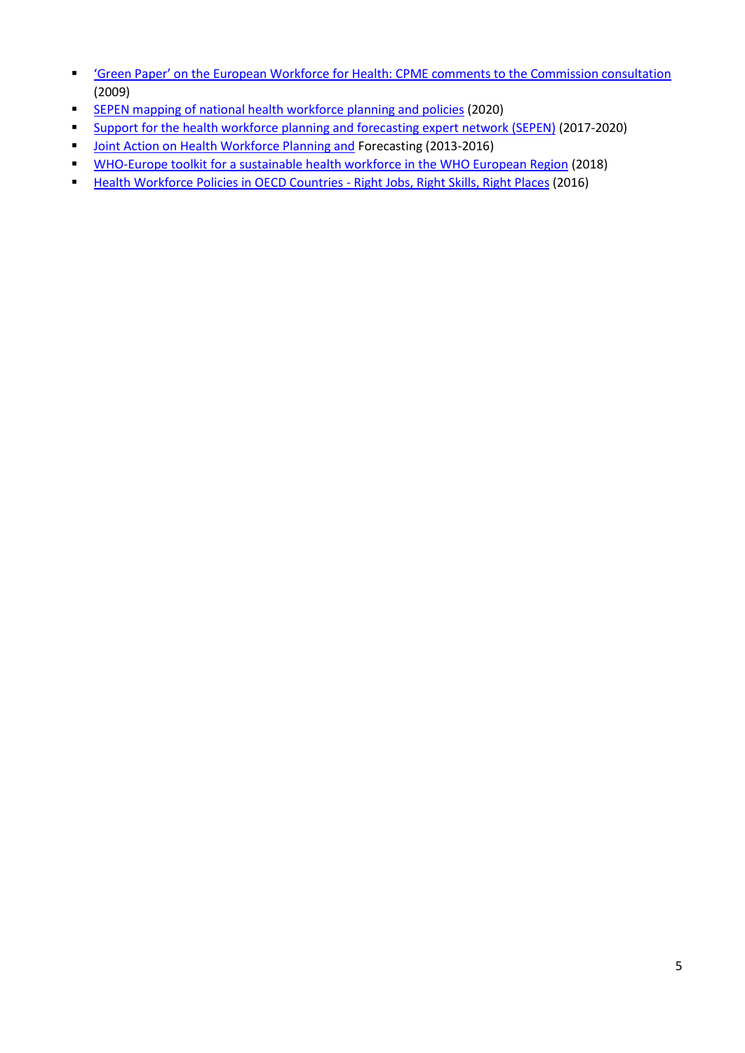- 'Green Paper' on the European Workforce for Health: CPME comments to the Commission consultation (2009)
- SEPEN mapping of national health workforce planning and policies (2020)
- Support for the health workforce planning and forecasting expert network (SEPEN) (2017-2020)
- Joint Action on Health Workforce Planning and Forecasting (2013-2016)
- WHO-Europe toolkit for a sustainable health workforce in the WHO European Region (2018)
- Health Workforce Policies in OECD Countries - Right Jobs, Right Skills, Right Places (2016)